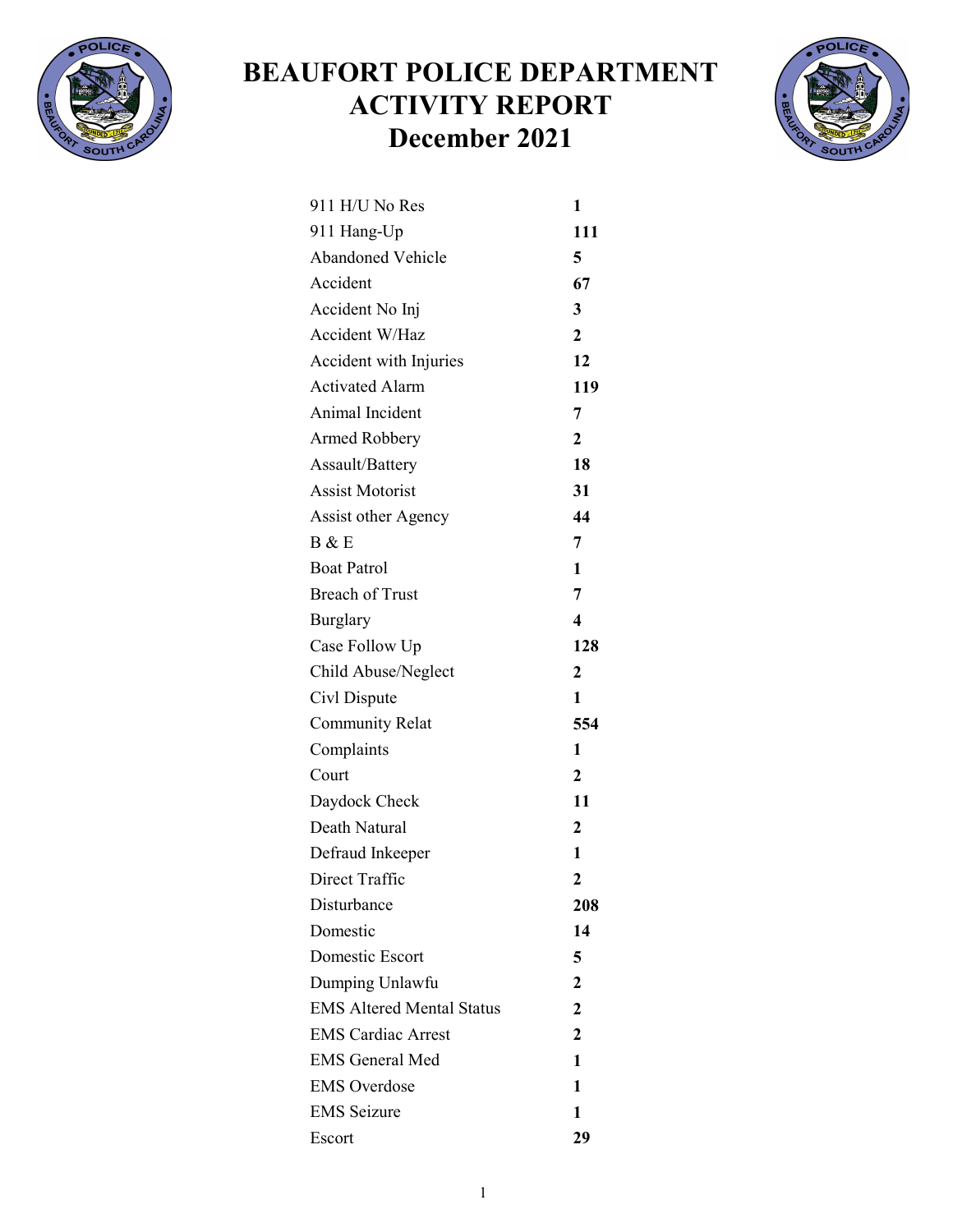# BEAUFORT POLICE DEPARTMENT
# ACTIVITY REPORT
# December 2021

| | |
|---|---|
| 911 H/U No Res | **1** |
| 911 Hang-Up | **111** |
| Abandoned Vehicle | **5** |
| Accident | **67** |
| Accident No Inj | **3** |
| Accident W/Haz | **2** |
| Accident with Injuries | **12** |
| Activated Alarm | **119** |
| Animal Incident | **7** |
| Armed Robbery | **2** |
| Assault/Battery | **18** |
| Assist Motorist | **31** |
| Assist other Agency | **44** |
| B & E | **7** |
| Boat Patrol | **1** |
| Breach of Trust | **7** |
| Burglary | **4** |
| Case Follow Up | **128** |
| Child Abuse/Neglect | **2** |
| Civl Dispute | **1** |
| Community Relat | **554** |
| Complaints | **1** |
| Court | **2** |
| Daydock Check | **11** |
| Death Natural | **2** |
| Defraud Inkeeper | **1** |
| Direct Traffic | **2** |
| Disturbance | **208** |
| Domestic | **14** |
| Domestic Escort | **5** |
| Dumping Unlawfu | **2** |
| EMS Altered Mental Status | **2** |
| EMS Cardiac Arrest | **2** |
| EMS General Med | **1** |
| EMS Overdose | **1** |
| EMS Seizure | **1** |
| Escort | **29** |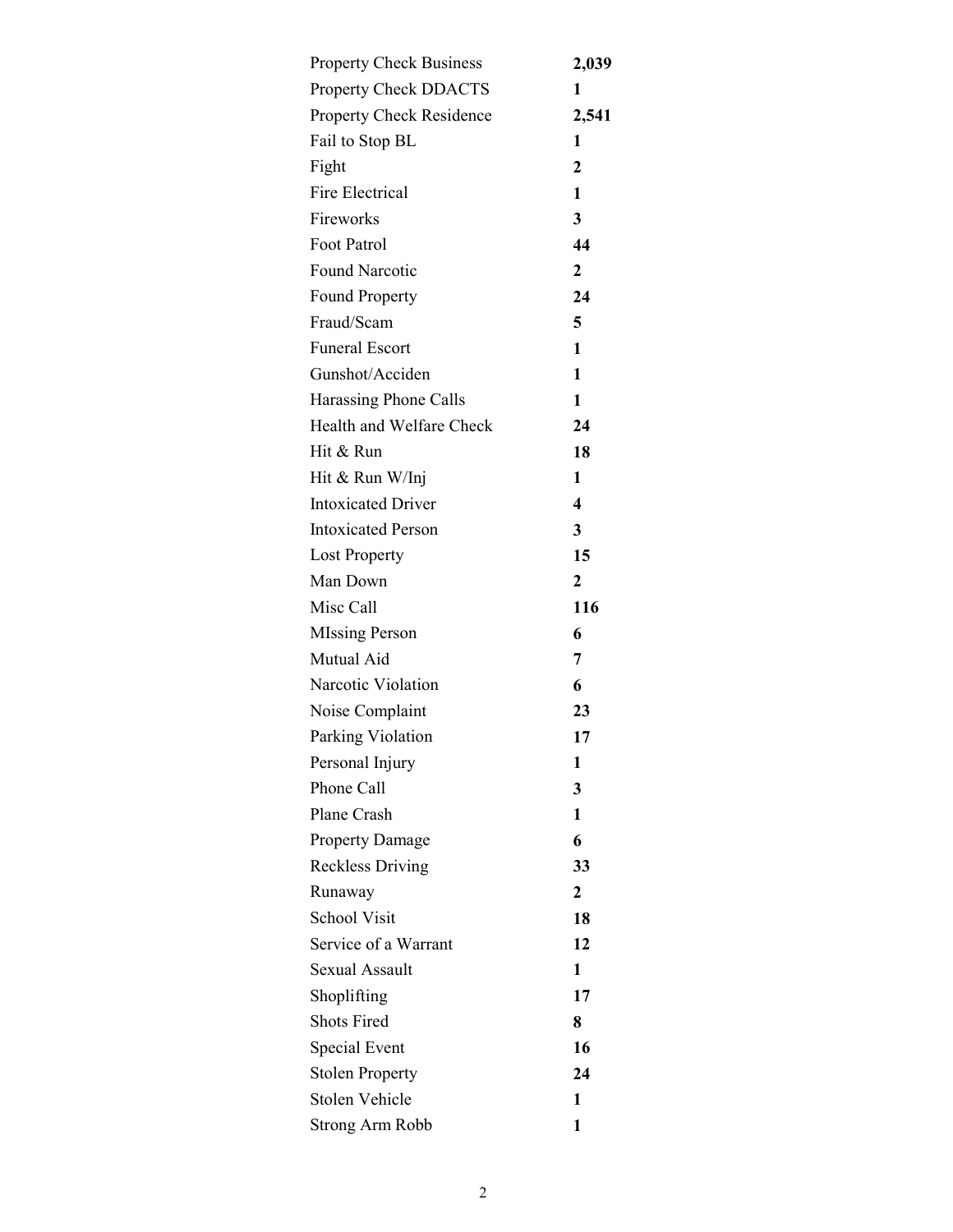| | |
|---|---|
| Property Check Business | **2,039** |
| Property Check DDACTS | **1** |
| Property Check Residence | **2,541** |
| Fail to Stop BL | **1** |
| Fight | **2** |
| Fire Electrical | **1** |
| Fireworks | **3** |
| Foot Patrol | **44** |
| Found Narcotic | **2** |
| Found Property | **24** |
| Fraud/Scam | **5** |
| Funeral Escort | **1** |
| Gunshot/Acciden | **1** |
| Harassing Phone Calls | **1** |
| Health and Welfare Check | **24** |
| Hit & Run | **18** |
| Hit & Run W/Inj | **1** |
| Intoxicated Driver | **4** |
| Intoxicated Person | **3** |
| Lost Property | **15** |
| Man Down | **2** |
| Misc Call | **116** |
| MIssing Person | **6** |
| Mutual Aid | **7** |
| Narcotic Violation | **6** |
| Noise Complaint | **23** |
| Parking Violation | **17** |
| Personal Injury | **1** |
| Phone Call | **3** |
| Plane Crash | **1** |
| Property Damage | **6** |
| Reckless Driving | **33** |
| Runaway | **2** |
| School Visit | **18** |
| Service of a Warrant | **12** |
| Sexual Assault | **1** |
| Shoplifting | **17** |
| Shots Fired | **8** |
| Special Event | **16** |
| Stolen Property | **24** |
| Stolen Vehicle | **1** |
| Strong Arm Robb | **1** |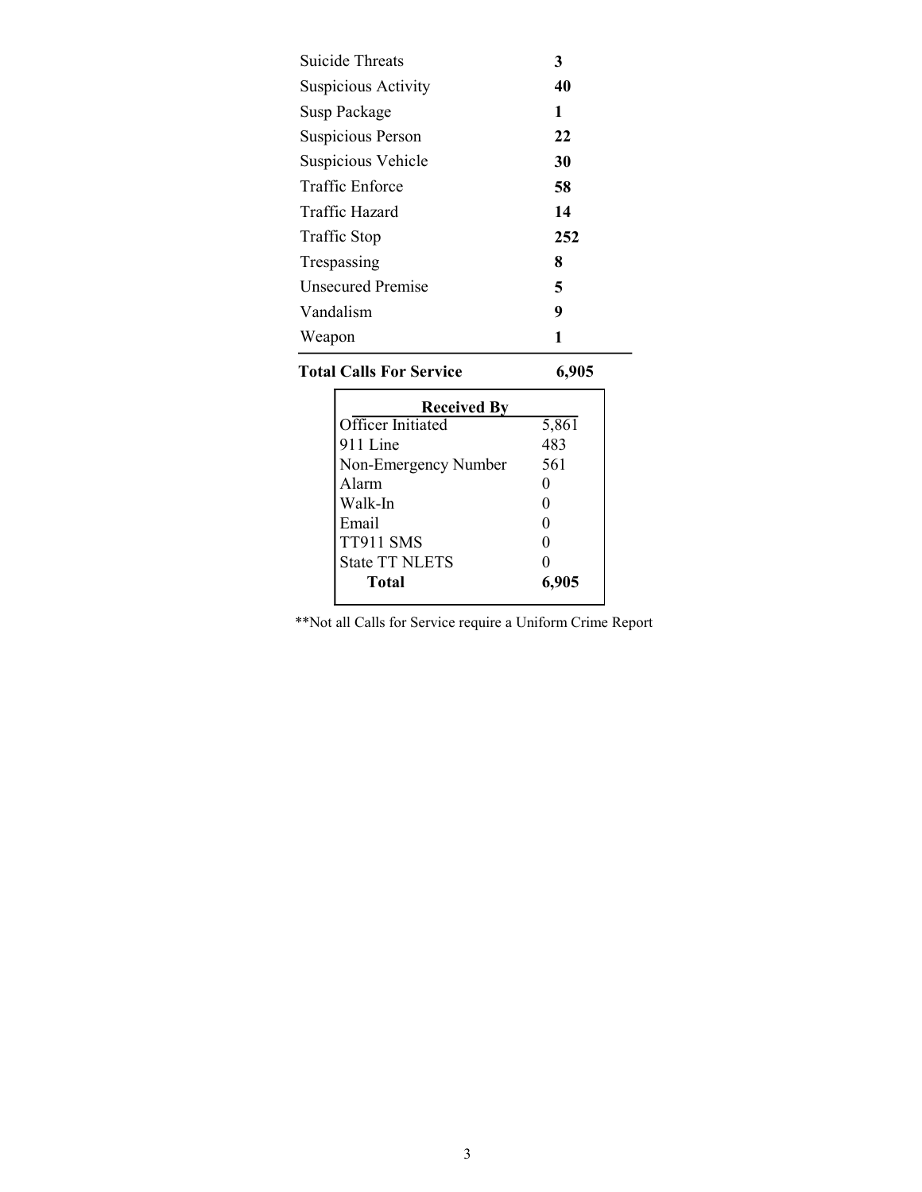| | |
|---|---|
| Suicide Threats | **3** |
| Suspicious Activity | **40** |
| Susp Package | **1** |
| Suspicious Person | **22** |
| Suspicious Vehicle | **30** |
| Traffic Enforce | **58** |
| Traffic Hazard | **14** |
| Traffic Stop | **252** |
| Trespassing | **8** |
| Unsecured Premise | **5** |
| Vandalism | **9** |
| Weapon | **1** |
| **Total Calls For Service** | **6,905** |

| Received By | |
|---|---|
| Officer Initiated | 5,861 |
| 911 Line | 483 |
| Non-Emergency Number | 561 |
| Alarm | 0 |
| Walk-In | 0 |
| Email | 0 |
| TT911 SMS | 0 |
| State TT NLETS | 0 |
| **Total** | **6,905** |

**Not all Calls for Service require a Uniform Crime Report